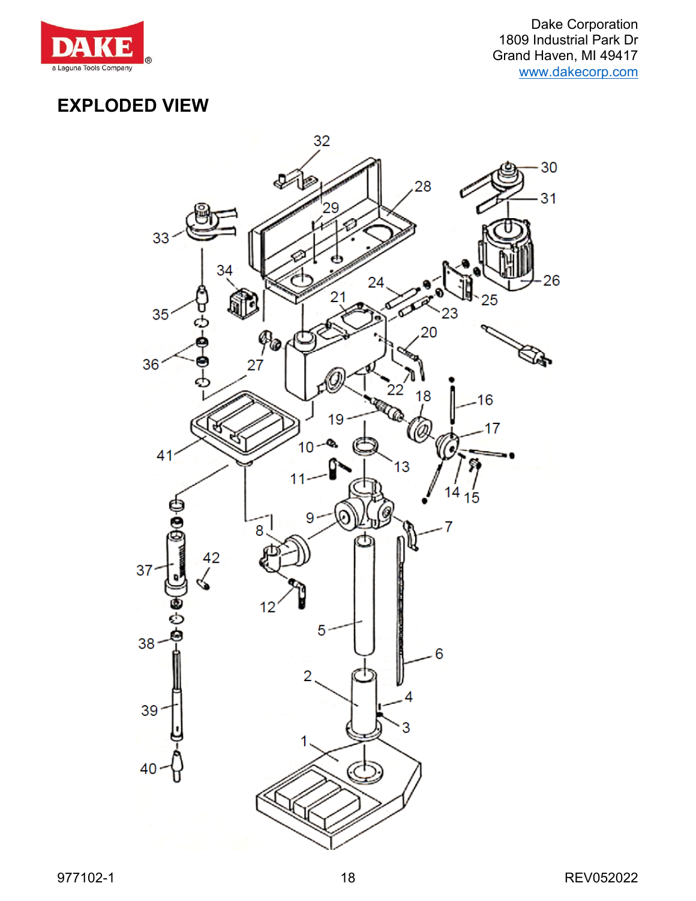Dake Corporation
1809 Industrial Park Dr
Grand Haven, MI 49417
www.dakecorp.com

## EXPLODED VIEW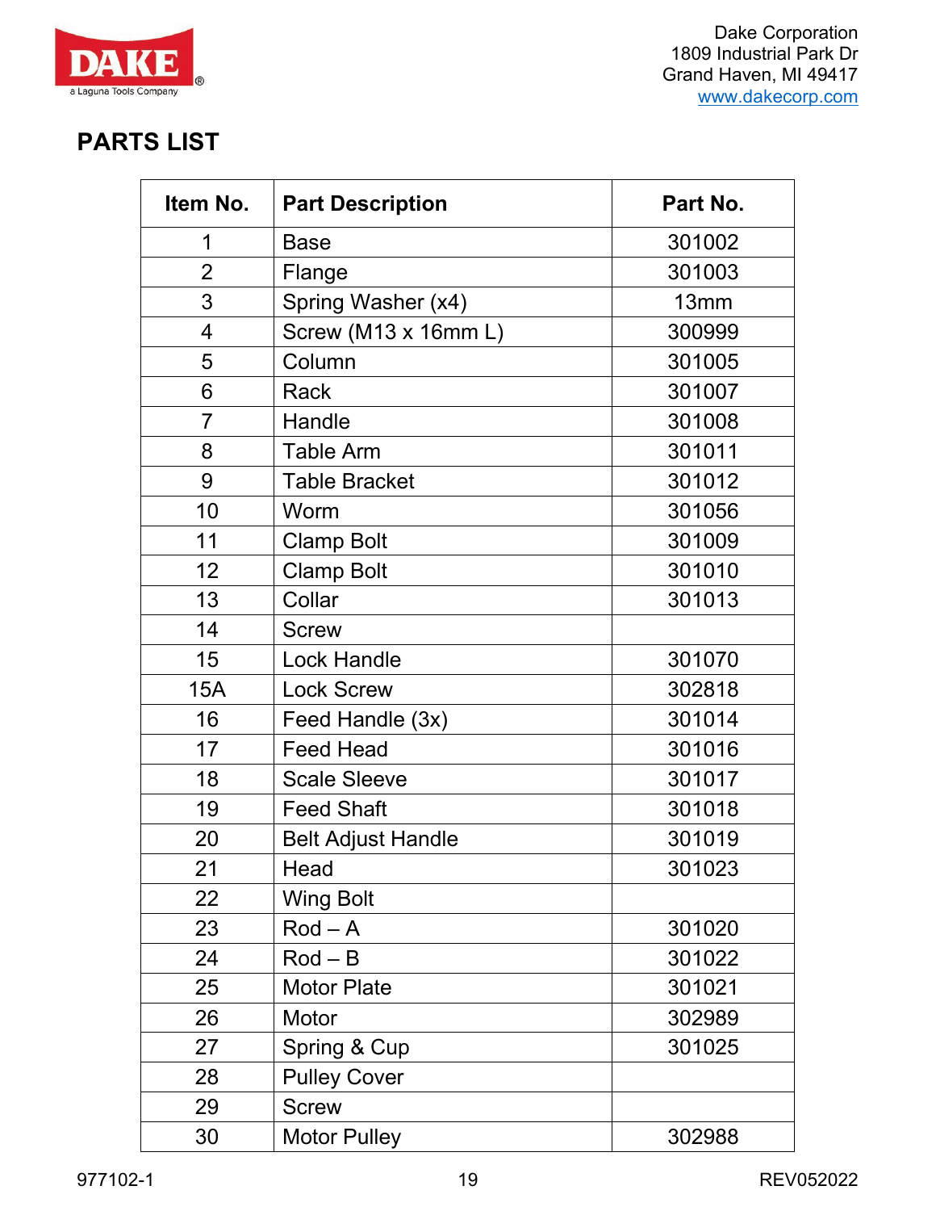## PARTS LIST

| Item No. | Part Description | Part No. |
|---|---|---|
| 1 | Base | 301002 |
| 2 | Flange | 301003 |
| 3 | Spring Washer (x4) | 13mm |
| 4 | Screw (M13 x 16mm L) | 300999 |
| 5 | Column | 301005 |
| 6 | Rack | 301007 |
| 7 | Handle | 301008 |
| 8 | Table Arm | 301011 |
| 9 | Table Bracket | 301012 |
| 10 | Worm | 301056 |
| 11 | Clamp Bolt | 301009 |
| 12 | Clamp Bolt | 301010 |
| 13 | Collar | 301013 |
| 14 | Screw | |
| 15 | Lock Handle | 301070 |
| 15A | Lock Screw | 302818 |
| 16 | Feed Handle (3x) | 301014 |
| 17 | Feed Head | 301016 |
| 18 | Scale Sleeve | 301017 |
| 19 | Feed Shaft | 301018 |
| 20 | Belt Adjust Handle | 301019 |
| 21 | Head | 301023 |
| 22 | Wing Bolt | |
| 23 | Rod – A | 301020 |
| 24 | Rod – B | 301022 |
| 25 | Motor Plate | 301021 |
| 26 | Motor | 302989 |
| 27 | Spring & Cup | 301025 |
| 28 | Pulley Cover | |
| 29 | Screw | |
| 30 | Motor Pulley | 302988 |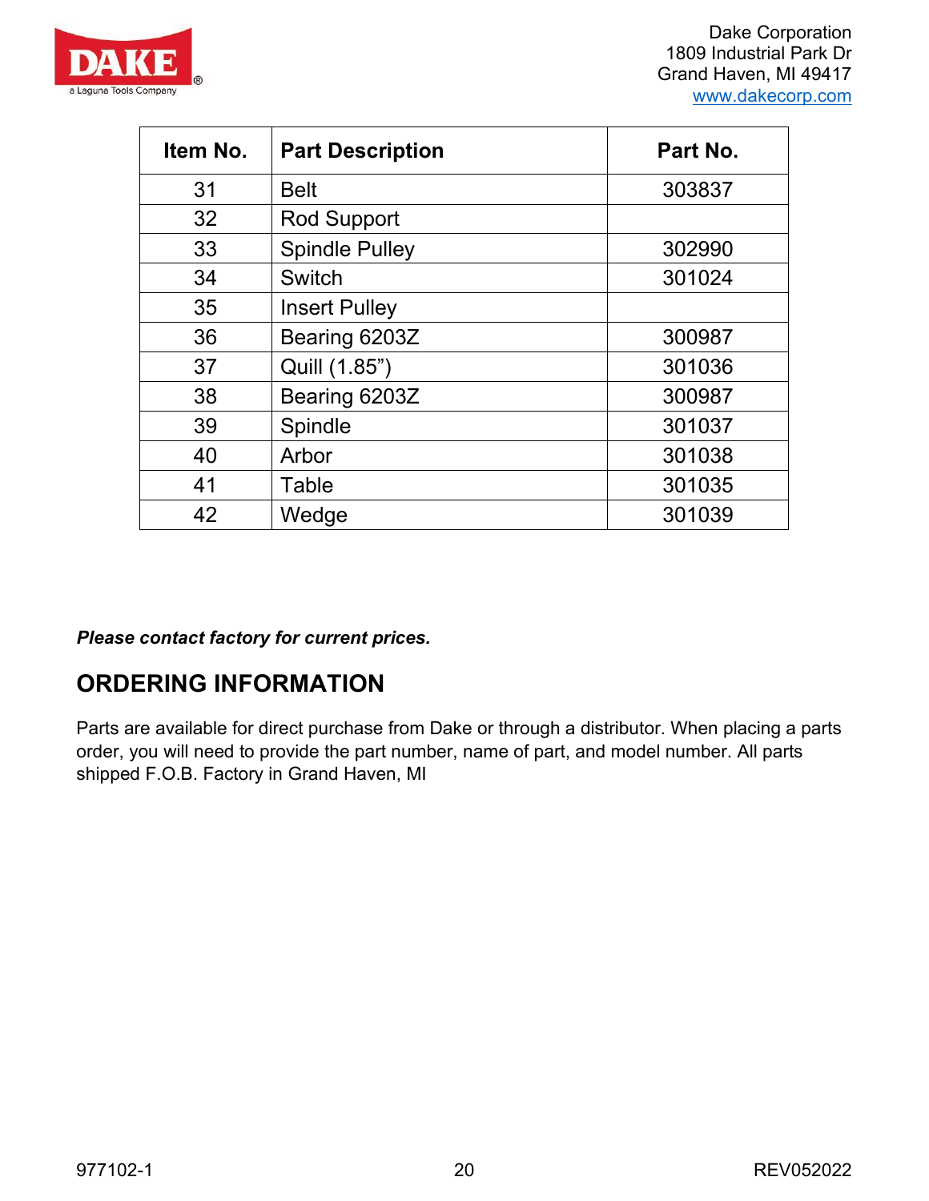| Item No. | Part Description | Part No. |
|---|---|---|
| 31 | Belt | 303837 |
| 32 | Rod Support | |
| 33 | Spindle Pulley | 302990 |
| 34 | Switch | 301024 |
| 35 | Insert Pulley | |
| 36 | Bearing 6203Z | 300987 |
| 37 | Quill (1.85") | 301036 |
| 38 | Bearing 6203Z | 300987 |
| 39 | Spindle | 301037 |
| 40 | Arbor | 301038 |
| 41 | Table | 301035 |
| 42 | Wedge | 301039 |

***Please contact factory for current prices.***

## ORDERING INFORMATION

Parts are available for direct purchase from Dake or through a distributor. When placing a parts order, you will need to provide the part number, name of part, and model number. All parts shipped F.O.B. Factory in Grand Haven, MI